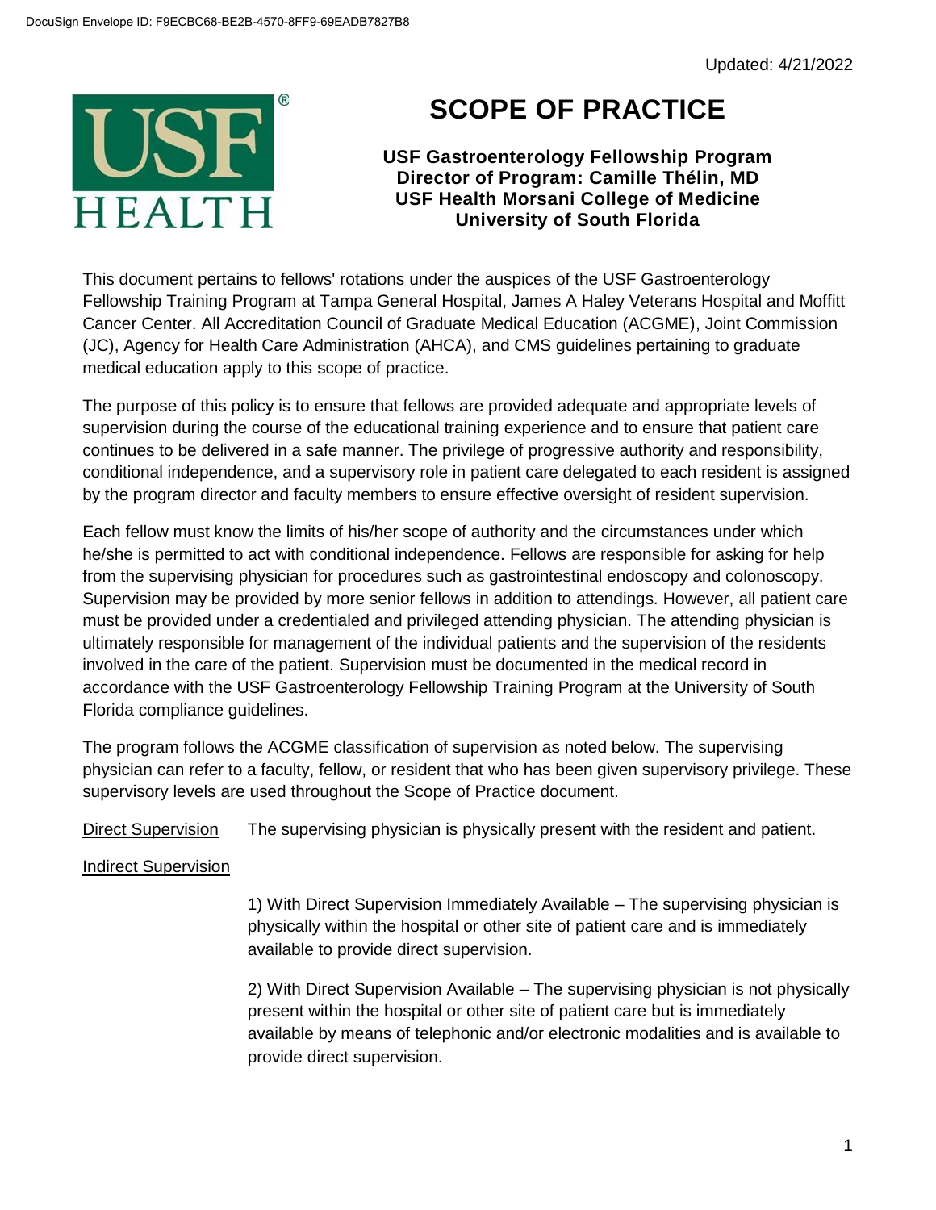Updated: 4/21/2022

# SCOPE OF PRACTICE

**USF Gastroenterology Fellowship Program**
**Director of Program: Camille Thélin, MD**
**USF Health Morsani College of Medicine**
**University of South Florida**

This document pertains to fellows' rotations under the auspices of the USF Gastroenterology Fellowship Training Program at Tampa General Hospital, James A Haley Veterans Hospital and Moffitt Cancer Center. All Accreditation Council of Graduate Medical Education (ACGME), Joint Commission (JC), Agency for Health Care Administration (AHCA), and CMS guidelines pertaining to graduate medical education apply to this scope of practice.

The purpose of this policy is to ensure that fellows are provided adequate and appropriate levels of supervision during the course of the educational training experience and to ensure that patient care continues to be delivered in a safe manner. The privilege of progressive authority and responsibility, conditional independence, and a supervisory role in patient care delegated to each resident is assigned by the program director and faculty members to ensure effective oversight of resident supervision.

Each fellow must know the limits of his/her scope of authority and the circumstances under which he/she is permitted to act with conditional independence. Fellows are responsible for asking for help from the supervising physician for procedures such as gastrointestinal endoscopy and colonoscopy. Supervision may be provided by more senior fellows in addition to attendings. However, all patient care must be provided under a credentialed and privileged attending physician. The attending physician is ultimately responsible for management of the individual patients and the supervision of the residents involved in the care of the patient. Supervision must be documented in the medical record in accordance with the USF Gastroenterology Fellowship Training Program at the University of South Florida compliance guidelines.

The program follows the ACGME classification of supervision as noted below. The supervising physician can refer to a faculty, fellow, or resident that who has been given supervisory privilege. These supervisory levels are used throughout the Scope of Practice document.

Direct Supervision The supervising physician is physically present with the resident and patient.

Indirect Supervision

1) With Direct Supervision Immediately Available – The supervising physician is physically within the hospital or other site of patient care and is immediately available to provide direct supervision.

2) With Direct Supervision Available – The supervising physician is not physically present within the hospital or other site of patient care but is immediately available by means of telephonic and/or electronic modalities and is available to provide direct supervision.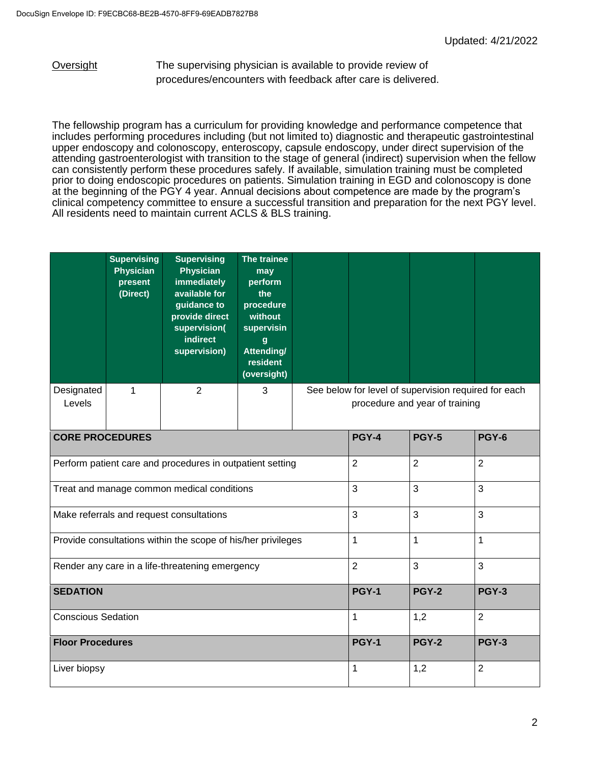DocuSign Envelope ID: F9ECBC68-BE2B-4570-8FF9-69EADB7827B8

Updated: 4/21/2022

Oversight — The supervising physician is available to provide review of procedures/encounters with feedback after care is delivered.

The fellowship program has a curriculum for providing knowledge and performance competence that includes performing procedures including (but not limited to) diagnostic and therapeutic gastrointestinal upper endoscopy and colonoscopy, enteroscopy, capsule endoscopy, under direct supervision of the attending gastroenterologist with transition to the stage of general (indirect) supervision when the fellow can consistently perform these procedures safely. If available, simulation training must be completed prior to doing endoscopic procedures on patients. Simulation training in EGD and colonoscopy is done at the beginning of the PGY 4 year. Annual decisions about competence are made by the program's clinical competency committee to ensure a successful transition and preparation for the next PGY level. All residents need to maintain current ACLS & BLS training.

| | Supervising Physician present (Direct) | Supervising Physician immediately available for guidance to provide direct supervision( indirect supervision) | The trainee may perform the procedure without supervising Attending/ resident (oversight) | | | | |
|---|---|---|---|---|---|---|---|
| Designated Levels | 1 | 2 | 3 | See below for level of supervision required for each procedure and year of training | | | |
| **CORE PROCEDURES** | | | | | **PGY-4** | **PGY-5** | **PGY-6** |
| Perform patient care and procedures in outpatient setting | | | | | 2 | 2 | 2 |
| Treat and manage common medical conditions | | | | | 3 | 3 | 3 |
| Make referrals and request consultations | | | | | 3 | 3 | 3 |
| Provide consultations within the scope of his/her privileges | | | | | 1 | 1 | 1 |
| Render any care in a life-threatening emergency | | | | | 2 | 3 | 3 |
| **SEDATION** | | | | | **PGY-1** | **PGY-2** | **PGY-3** |
| Conscious Sedation | | | | | 1 | 1,2 | 2 |
| **Floor Procedures** | | | | | **PGY-1** | **PGY-2** | **PGY-3** |
| Liver biopsy | | | | | 1 | 1,2 | 2 |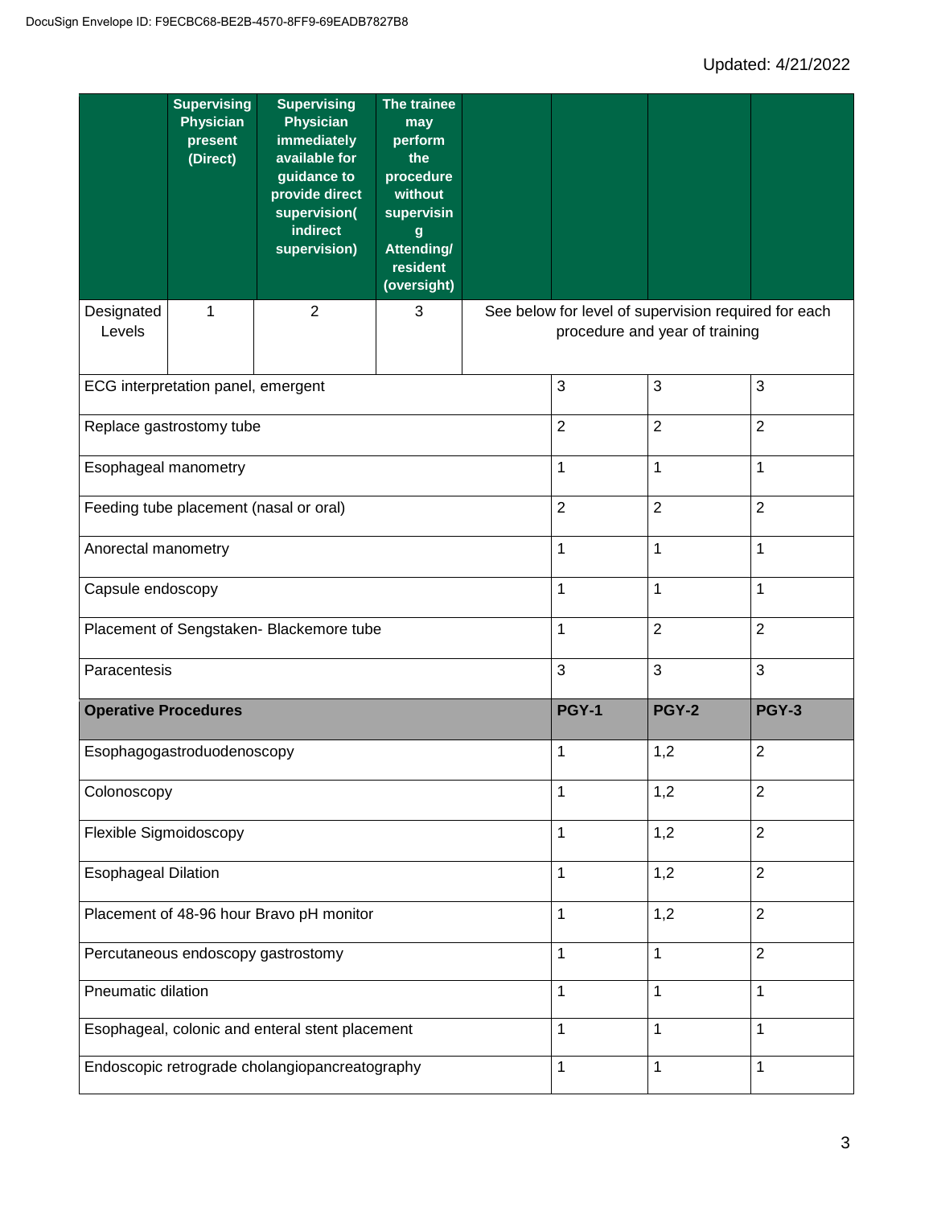Updated: 4/21/2022

| | Supervising Physician present (Direct) | Supervising Physician immediately available for guidance to provide direct supervision( indirect supervision) | The trainee may perform the procedure without supervising Attending/ resident (oversight) | | | | |
|---|---|---|---|---|---|---|---|
| Designated Levels | 1 | 2 | 3 | See below for level of supervision required for each procedure and year of training | | | |
| ECG interpretation panel, emergent | | | | | 3 | 3 | 3 |
| Replace gastrostomy tube | | | | | 2 | 2 | 2 |
| Esophageal manometry | | | | | 1 | 1 | 1 |
| Feeding tube placement (nasal or oral) | | | | | 2 | 2 | 2 |
| Anorectal manometry | | | | | 1 | 1 | 1 |
| Capsule endoscopy | | | | | 1 | 1 | 1 |
| Placement of Sengstaken- Blackemore tube | | | | | 1 | 2 | 2 |
| Paracentesis | | | | | 3 | 3 | 3 |
| **Operative Procedures** | | | | | **PGY-1** | **PGY-2** | **PGY-3** |
| Esophagogastroduodenoscopy | | | | | 1 | 1,2 | 2 |
| Colonoscopy | | | | | 1 | 1,2 | 2 |
| Flexible Sigmoidoscopy | | | | | 1 | 1,2 | 2 |
| Esophageal Dilation | | | | | 1 | 1,2 | 2 |
| Placement of 48-96 hour Bravo pH monitor | | | | | 1 | 1,2 | 2 |
| Percutaneous endoscopy gastrostomy | | | | | 1 | 1 | 2 |
| Pneumatic dilation | | | | | 1 | 1 | 1 |
| Esophageal, colonic and enteral stent placement | | | | | 1 | 1 | 1 |
| Endoscopic retrograde cholangiopancreatography | | | | | 1 | 1 | 1 |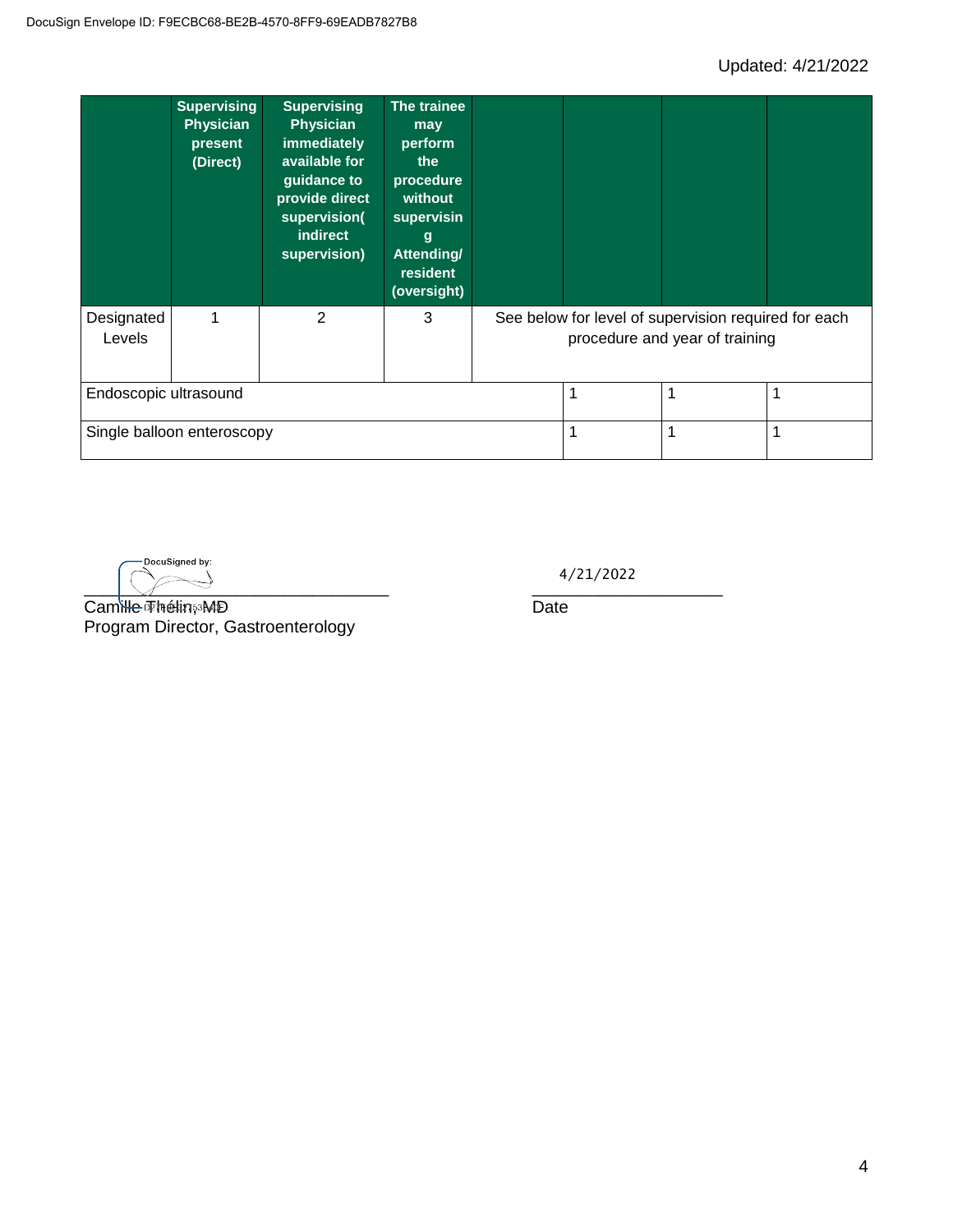Updated: 4/21/2022

| | Supervising Physician present (Direct) | Supervising Physician immediately available for guidance to provide direct supervision( indirect supervision) | The trainee may perform the procedure without supervising Attending/ resident (oversight) | | | | |
|---|---|---|---|---|---|---|---|
| Designated Levels | 1 | 2 | 3 | See below for level of supervision required for each procedure and year of training | | | |
| Endoscopic ultrasound | | | | | 1 | 1 | 1 |
| Single balloon enteroscopy | | | | | 1 | 1 | 1 |

DocuSigned by:

Camille Thélin, MD
Program Director, Gastroenterology

4/21/2022
Date